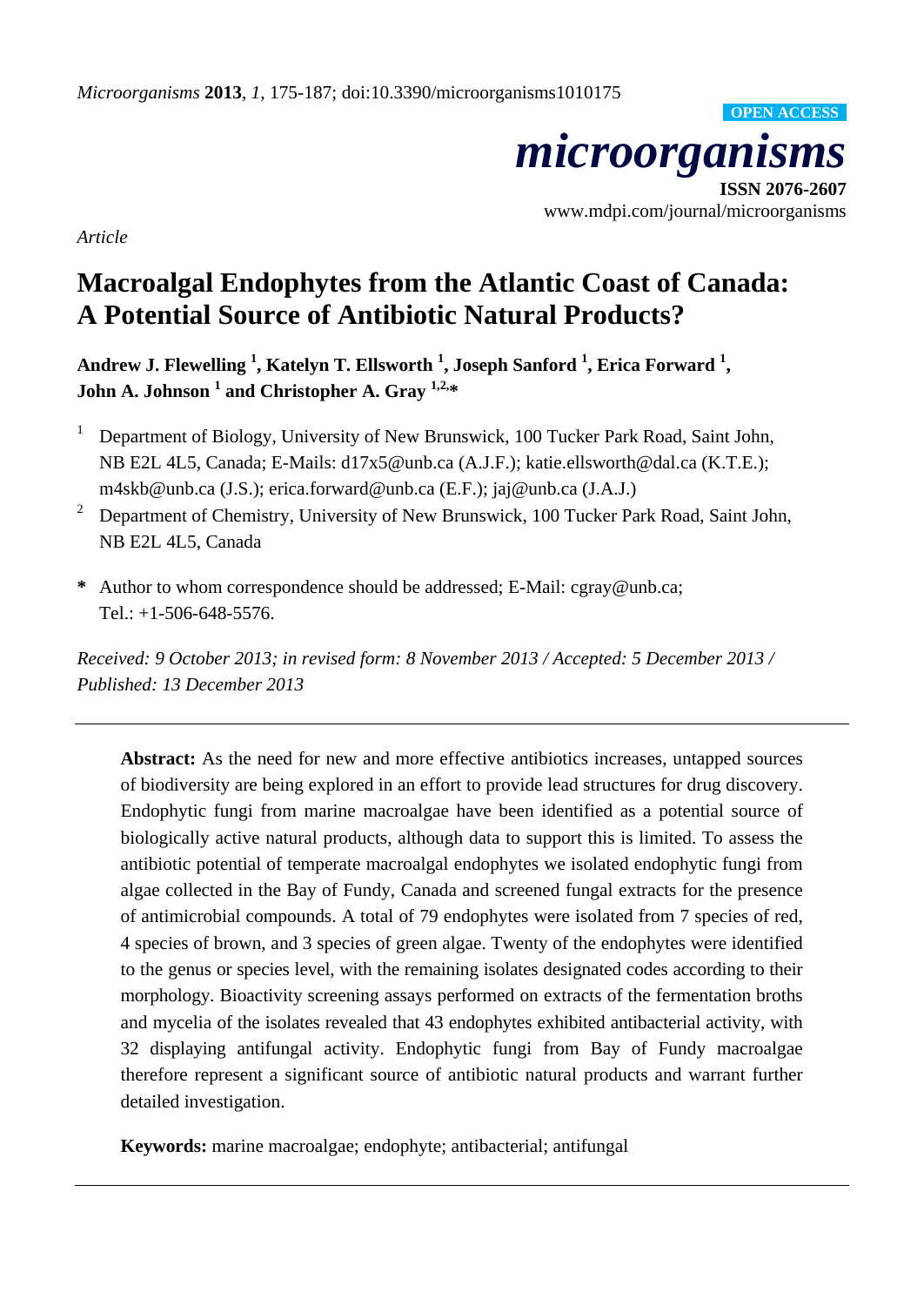*Article*

# Macroalgal Endophytes from the Atlantic Coast of Canada: A Potential Source of Antibiotic Natural Products?

**Andrew J. Flewelling [1], Katelyn T. Ellsworth [1], Joseph Sanford [1], Erica Forward [1], John A. Johnson [1] and Christopher A. Gray [1,2,*]**

[1] Department of Biology, University of New Brunswick, 100 Tucker Park Road, Saint John, NB E2L 4L5, Canada; E-Mails: d17x5@unb.ca (A.J.F.); katie.ellsworth@dal.ca (K.T.E.); m4skb@unb.ca (J.S.); erica.forward@unb.ca (E.F.); jaj@unb.ca (J.A.J.)

[2] Department of Chemistry, University of New Brunswick, 100 Tucker Park Road, Saint John, NB E2L 4L5, Canada

**\*** Author to whom correspondence should be addressed; E-Mail: cgray@unb.ca; Tel.: +1-506-648-5576.

*Received: 9 October 2013; in revised form: 8 November 2013 / Accepted: 5 December 2013 / Published: 13 December 2013*

---

**Abstract:** As the need for new and more effective antibiotics increases, untapped sources of biodiversity are being explored in an effort to provide lead structures for drug discovery. Endophytic fungi from marine macroalgae have been identified as a potential source of biologically active natural products, although data to support this is limited. To assess the antibiotic potential of temperate macroalgal endophytes we isolated endophytic fungi from algae collected in the Bay of Fundy, Canada and screened fungal extracts for the presence of antimicrobial compounds. A total of 79 endophytes were isolated from 7 species of red, 4 species of brown, and 3 species of green algae. Twenty of the endophytes were identified to the genus or species level, with the remaining isolates designated codes according to their morphology. Bioactivity screening assays performed on extracts of the fermentation broths and mycelia of the isolates revealed that 43 endophytes exhibited antibacterial activity, with 32 displaying antifungal activity. Endophytic fungi from Bay of Fundy macroalgae therefore represent a significant source of antibiotic natural products and warrant further detailed investigation.

**Keywords:** marine macroalgae; endophyte; antibacterial; antifungal

---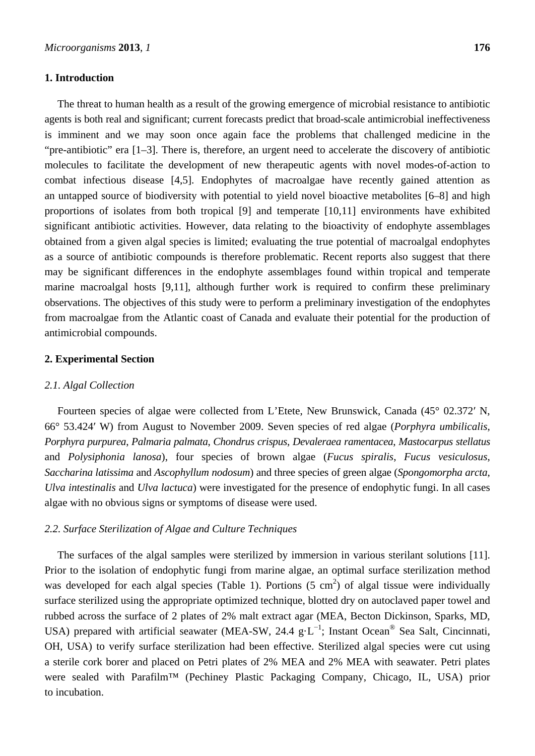## 1. Introduction

The threat to human health as a result of the growing emergence of microbial resistance to antibiotic agents is both real and significant; current forecasts predict that broad-scale antimicrobial ineffectiveness is imminent and we may soon once again face the problems that challenged medicine in the "pre-antibiotic" era [1–3]. There is, therefore, an urgent need to accelerate the discovery of antibiotic molecules to facilitate the development of new therapeutic agents with novel modes-of-action to combat infectious disease [4,5]. Endophytes of macroalgae have recently gained attention as an untapped source of biodiversity with potential to yield novel bioactive metabolites [6–8] and high proportions of isolates from both tropical [9] and temperate [10,11] environments have exhibited significant antibiotic activities. However, data relating to the bioactivity of endophyte assemblages obtained from a given algal species is limited; evaluating the true potential of macroalgal endophytes as a source of antibiotic compounds is therefore problematic. Recent reports also suggest that there may be significant differences in the endophyte assemblages found within tropical and temperate marine macroalgal hosts [9,11], although further work is required to confirm these preliminary observations. The objectives of this study were to perform a preliminary investigation of the endophytes from macroalgae from the Atlantic coast of Canada and evaluate their potential for the production of antimicrobial compounds.

## 2. Experimental Section

### 2.1. Algal Collection

Fourteen species of algae were collected from L'Etete, New Brunswick, Canada (45° 02.372′ N, 66° 53.424′ W) from August to November 2009. Seven species of red algae (*Porphyra umbilicalis*, *Porphyra purpurea*, *Palmaria palmata*, *Chondrus crispus*, *Devaleraea ramentacea*, *Mastocarpus stellatus* and *Polysiphonia lanosa*), four species of brown algae (*Fucus spiralis*, *Fucus vesiculosus*, *Saccharina latissima* and *Ascophyllum nodosum*) and three species of green algae (*Spongomorpha arcta*, *Ulva intestinalis* and *Ulva lactuca*) were investigated for the presence of endophytic fungi. In all cases algae with no obvious signs or symptoms of disease were used.

### 2.2. Surface Sterilization of Algae and Culture Techniques

The surfaces of the algal samples were sterilized by immersion in various sterilant solutions [11]. Prior to the isolation of endophytic fungi from marine algae, an optimal surface sterilization method was developed for each algal species (Table 1). Portions (5 $cm^2$) of algal tissue were individually surface sterilized using the appropriate optimized technique, blotted dry on autoclaved paper towel and rubbed across the surface of 2 plates of 2% malt extract agar (MEA, Becton Dickinson, Sparks, MD, USA) prepared with artificial seawater (MEA-SW, 24.4 $g \cdot L^{-1}$; Instant Ocean® Sea Salt, Cincinnati, OH, USA) to verify surface sterilization had been effective. Sterilized algal species were cut using a sterile cork borer and placed on Petri plates of 2% MEA and 2% MEA with seawater. Petri plates were sealed with Parafilm™ (Pechiney Plastic Packaging Company, Chicago, IL, USA) prior to incubation.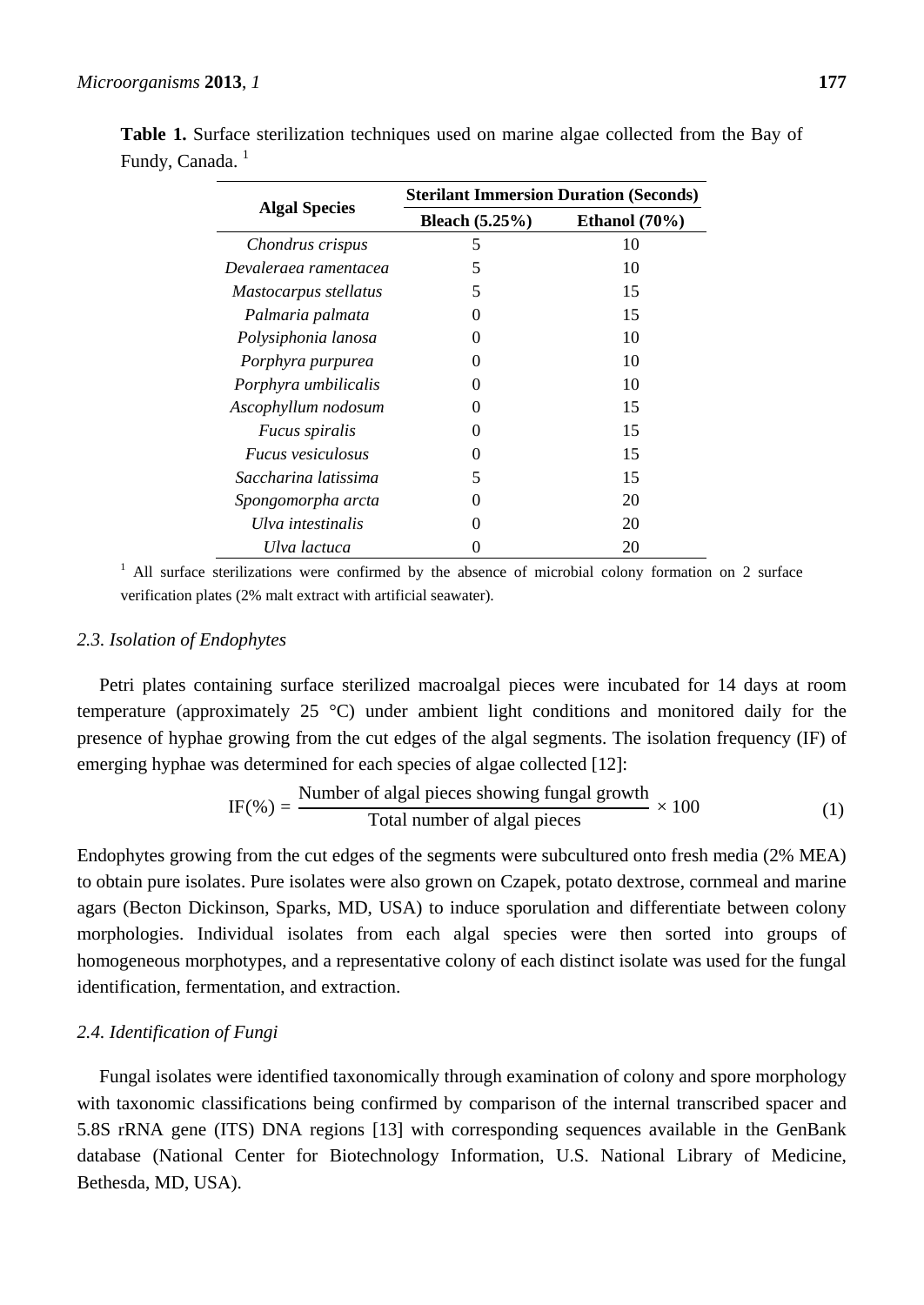**Table 1.** Surface sterilization techniques used on marine algae collected from the Bay of Fundy, Canada. [1]

| Algal Species | Sterilant Immersion Duration (Seconds) | |
|---|---|---|
| | **Bleach (5.25%)** | **Ethanol (70%)** |
| *Chondrus crispus* | 5 | 10 |
| *Devaleraea ramentacea* | 5 | 10 |
| *Mastocarpus stellatus* | 5 | 15 |
| *Palmaria palmata* | 0 | 15 |
| *Polysiphonia lanosa* | 0 | 10 |
| *Porphyra purpurea* | 0 | 10 |
| *Porphyra umbilicalis* | 0 | 10 |
| *Ascophyllum nodosum* | 0 | 15 |
| *Fucus spiralis* | 0 | 15 |
| *Fucus vesiculosus* | 0 | 15 |
| *Saccharina latissima* | 5 | 15 |
| *Spongomorpha arcta* | 0 | 20 |
| *Ulva intestinalis* | 0 | 20 |
| *Ulva lactuca* | 0 | 20 |

[1] All surface sterilizations were confirmed by the absence of microbial colony formation on 2 surface verification plates (2% malt extract with artificial seawater).

### *2.3. Isolation of Endophytes*

Petri plates containing surface sterilized macroalgal pieces were incubated for 14 days at room temperature (approximately 25 °C) under ambient light conditions and monitored daily for the presence of hyphae growing from the cut edges of the algal segments. The isolation frequency (IF) of emerging hyphae was determined for each species of algae collected [12]:

$$\text{IF}(\%) = \frac{\text{Number of algal pieces showing fungal growth}}{\text{Total number of algal pieces}} \times 100 \tag{1}$$

Endophytes growing from the cut edges of the segments were subcultured onto fresh media (2% MEA) to obtain pure isolates. Pure isolates were also grown on Czapek, potato dextrose, cornmeal and marine agars (Becton Dickinson, Sparks, MD, USA) to induce sporulation and differentiate between colony morphologies. Individual isolates from each algal species were then sorted into groups of homogeneous morphotypes, and a representative colony of each distinct isolate was used for the fungal identification, fermentation, and extraction.

### *2.4. Identification of Fungi*

Fungal isolates were identified taxonomically through examination of colony and spore morphology with taxonomic classifications being confirmed by comparison of the internal transcribed spacer and 5.8S rRNA gene (ITS) DNA regions [13] with corresponding sequences available in the GenBank database (National Center for Biotechnology Information, U.S. National Library of Medicine, Bethesda, MD, USA).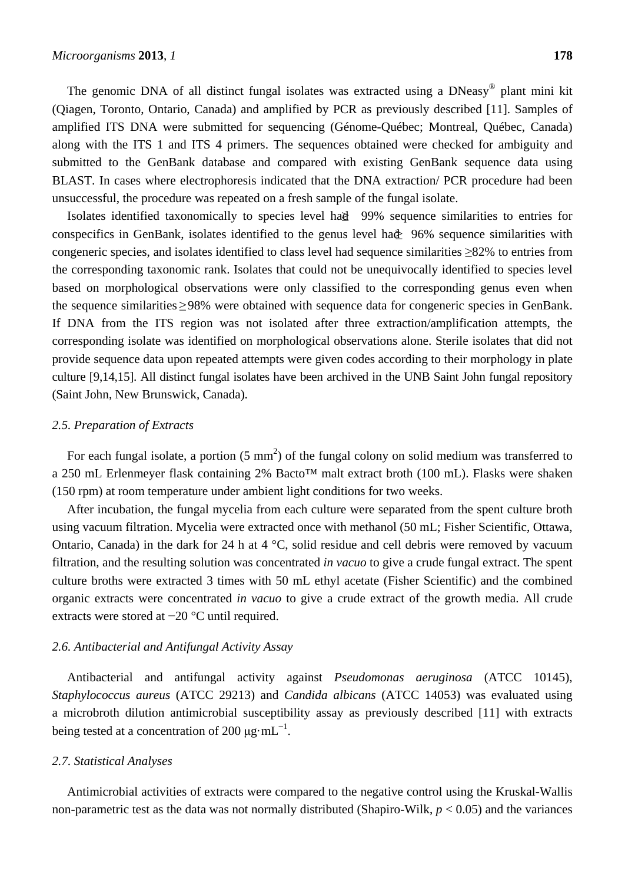The genomic DNA of all distinct fungal isolates was extracted using a DNeasy® plant mini kit (Qiagen, Toronto, Ontario, Canada) and amplified by PCR as previously described [11]. Samples of amplified ITS DNA were submitted for sequencing (Génome-Québec; Montreal, Québec, Canada) along with the ITS 1 and ITS 4 primers. The sequences obtained were checked for ambiguity and submitted to the GenBank database and compared with existing GenBank sequence data using BLAST. In cases where electrophoresis indicated that the DNA extraction/ PCR procedure had been unsuccessful, the procedure was repeated on a fresh sample of the fungal isolate.

Isolates identified taxonomically to species level had ≥ 99% sequence similarities to entries for conspecifics in GenBank, isolates identified to the genus level had ≥ 96% sequence similarities with congeneric species, and isolates identified to class level had sequence similarities ≥82% to entries from the corresponding taxonomic rank. Isolates that could not be unequivocally identified to species level based on morphological observations were only classified to the corresponding genus even when the sequence similarities ≥98% were obtained with sequence data for congeneric species in GenBank. If DNA from the ITS region was not isolated after three extraction/amplification attempts, the corresponding isolate was identified on morphological observations alone. Sterile isolates that did not provide sequence data upon repeated attempts were given codes according to their morphology in plate culture [9,14,15]. All distinct fungal isolates have been archived in the UNB Saint John fungal repository (Saint John, New Brunswick, Canada).

### *2.5. Preparation of Extracts*

For each fungal isolate, a portion (5 $mm^2$) of the fungal colony on solid medium was transferred to a 250 mL Erlenmeyer flask containing 2% Bacto™ malt extract broth (100 mL). Flasks were shaken (150 rpm) at room temperature under ambient light conditions for two weeks.

After incubation, the fungal mycelia from each culture were separated from the spent culture broth using vacuum filtration. Mycelia were extracted once with methanol (50 mL; Fisher Scientific, Ottawa, Ontario, Canada) in the dark for 24 h at 4 °C, solid residue and cell debris were removed by vacuum filtration, and the resulting solution was concentrated *in vacuo* to give a crude fungal extract. The spent culture broths were extracted 3 times with 50 mL ethyl acetate (Fisher Scientific) and the combined organic extracts were concentrated *in vacuo* to give a crude extract of the growth media. All crude extracts were stored at −20 °C until required.

### *2.6. Antibacterial and Antifungal Activity Assay*

Antibacterial and antifungal activity against *Pseudomonas aeruginosa* (ATCC 10145), *Staphylococcus aureus* (ATCC 29213) and *Candida albicans* (ATCC 14053) was evaluated using a microbroth dilution antimicrobial susceptibility assay as previously described [11] with extracts being tested at a concentration of 200 $\mu g \cdot mL^{-1}$.

### *2.7. Statistical Analyses*

Antimicrobial activities of extracts were compared to the negative control using the Kruskal-Wallis non-parametric test as the data was not normally distributed (Shapiro-Wilk, $p < 0.05$) and the variances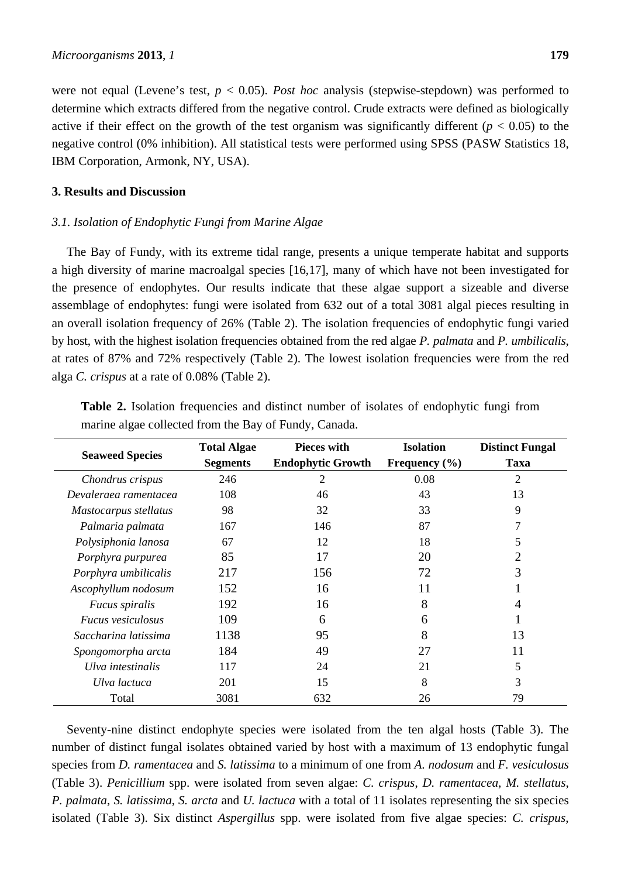were not equal (Levene's test, $p < 0.05$). *Post hoc* analysis (stepwise-stepdown) was performed to determine which extracts differed from the negative control. Crude extracts were defined as biologically active if their effect on the growth of the test organism was significantly different ($p < 0.05$) to the negative control (0% inhibition). All statistical tests were performed using SPSS (PASW Statistics 18, IBM Corporation, Armonk, NY, USA).

## 3. Results and Discussion

### *3.1. Isolation of Endophytic Fungi from Marine Algae*

The Bay of Fundy, with its extreme tidal range, presents a unique temperate habitat and supports a high diversity of marine macroalgal species [16,17], many of which have not been investigated for the presence of endophytes. Our results indicate that these algae support a sizeable and diverse assemblage of endophytes: fungi were isolated from 632 out of a total 3081 algal pieces resulting in an overall isolation frequency of 26% (Table 2). The isolation frequencies of endophytic fungi varied by host, with the highest isolation frequencies obtained from the red algae *P. palmata* and *P. umbilicalis*, at rates of 87% and 72% respectively (Table 2). The lowest isolation frequencies were from the red alga *C. crispus* at a rate of 0.08% (Table 2).

**Table 2.** Isolation frequencies and distinct number of isolates of endophytic fungi from marine algae collected from the Bay of Fundy, Canada.

| Seaweed Species | Total Algae Segments | Pieces with Endophytic Growth | Isolation Frequency (%) | Distinct Fungal Taxa |
|---|---|---|---|---|
| *Chondrus crispus* | 246 | 2 | 0.08 | 2 |
| *Devaleraea ramentacea* | 108 | 46 | 43 | 13 |
| *Mastocarpus stellatus* | 98 | 32 | 33 | 9 |
| *Palmaria palmata* | 167 | 146 | 87 | 7 |
| *Polysiphonia lanosa* | 67 | 12 | 18 | 5 |
| *Porphyra purpurea* | 85 | 17 | 20 | 2 |
| *Porphyra umbilicalis* | 217 | 156 | 72 | 3 |
| *Ascophyllum nodosum* | 152 | 16 | 11 | 1 |
| *Fucus spiralis* | 192 | 16 | 8 | 4 |
| *Fucus vesiculosus* | 109 | 6 | 6 | 1 |
| *Saccharina latissima* | 1138 | 95 | 8 | 13 |
| *Spongomorpha arcta* | 184 | 49 | 27 | 11 |
| *Ulva intestinalis* | 117 | 24 | 21 | 5 |
| *Ulva lactuca* | 201 | 15 | 8 | 3 |
| Total | 3081 | 632 | 26 | 79 |

Seventy-nine distinct endophyte species were isolated from the ten algal hosts (Table 3). The number of distinct fungal isolates obtained varied by host with a maximum of 13 endophytic fungal species from *D. ramentacea* and *S. latissima* to a minimum of one from *A. nodosum* and *F. vesiculosus* (Table 3). *Penicillium* spp. were isolated from seven algae: *C. crispus*, *D. ramentacea*, *M. stellatus*, *P. palmata*, *S. latissima*, *S. arcta* and *U. lactuca* with a total of 11 isolates representing the six species isolated (Table 3). Six distinct *Aspergillus* spp. were isolated from five algae species: *C. crispus*,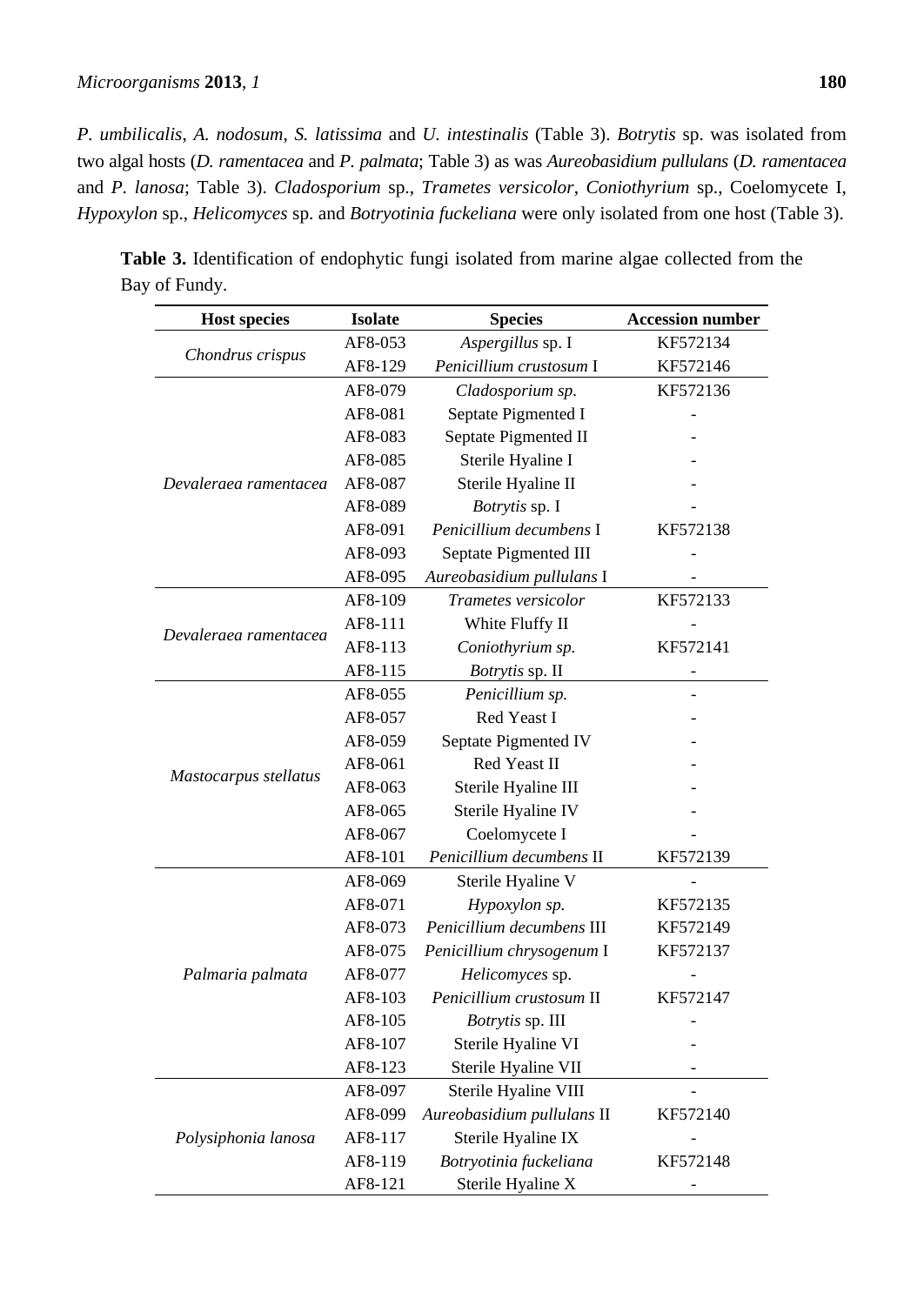*P. umbilicalis*, *A. nodosum*, *S. latissima* and *U. intestinalis* (Table 3). *Botrytis* sp. was isolated from two algal hosts (*D. ramentacea* and *P. palmata*; Table 3) as was *Aureobasidium pullulans* (*D. ramentacea* and *P. lanosa*; Table 3). *Cladosporium* sp., *Trametes versicolor*, *Coniothyrium* sp., Coelomycete I, *Hypoxylon* sp., *Helicomyces* sp. and *Botryotinia fuckeliana* were only isolated from one host (Table 3).

**Table 3.** Identification of endophytic fungi isolated from marine algae collected from the Bay of Fundy.

| Host species | Isolate | Species | Accession number |
|---|---|---|---|
| *Chondrus crispus* | AF8-053 | *Aspergillus* sp. I | KF572134 |
| | AF8-129 | *Penicillium crustosum* I | KF572146 |
| *Devaleraea ramentacea* | AF8-079 | *Cladosporium sp.* | KF572136 |
| | AF8-081 | Septate Pigmented I | - |
| | AF8-083 | Septate Pigmented II | - |
| | AF8-085 | Sterile Hyaline I | - |
| | AF8-087 | Sterile Hyaline II | - |
| | AF8-089 | *Botrytis* sp. I | - |
| | AF8-091 | *Penicillium decumbens* I | KF572138 |
| | AF8-093 | Septate Pigmented III | - |
| | AF8-095 | *Aureobasidium pullulans* I | - |
| *Devaleraea ramentacea* | AF8-109 | *Trametes versicolor* | KF572133 |
| | AF8-111 | White Fluffy II | - |
| | AF8-113 | *Coniothyrium sp.* | KF572141 |
| | AF8-115 | *Botrytis* sp. II | - |
| *Mastocarpus stellatus* | AF8-055 | *Penicillium sp.* | - |
| | AF8-057 | Red Yeast I | - |
| | AF8-059 | Septate Pigmented IV | - |
| | AF8-061 | Red Yeast II | - |
| | AF8-063 | Sterile Hyaline III | - |
| | AF8-065 | Sterile Hyaline IV | - |
| | AF8-067 | Coelomycete I | - |
| | AF8-101 | *Penicillium decumbens* II | KF572139 |
| *Palmaria palmata* | AF8-069 | Sterile Hyaline V | - |
| | AF8-071 | *Hypoxylon sp.* | KF572135 |
| | AF8-073 | *Penicillium decumbens* III | KF572149 |
| | AF8-075 | *Penicillium chrysogenum* I | KF572137 |
| | AF8-077 | *Helicomyces* sp. | - |
| | AF8-103 | *Penicillium crustosum* II | KF572147 |
| | AF8-105 | *Botrytis* sp. III | - |
| | AF8-107 | Sterile Hyaline VI | - |
| | AF8-123 | Sterile Hyaline VII | - |
| *Polysiphonia lanosa* | AF8-097 | Sterile Hyaline VIII | - |
| | AF8-099 | *Aureobasidium pullulans* II | KF572140 |
| | AF8-117 | Sterile Hyaline IX | - |
| | AF8-119 | *Botryotinia fuckeliana* | KF572148 |
| | AF8-121 | Sterile Hyaline X | - |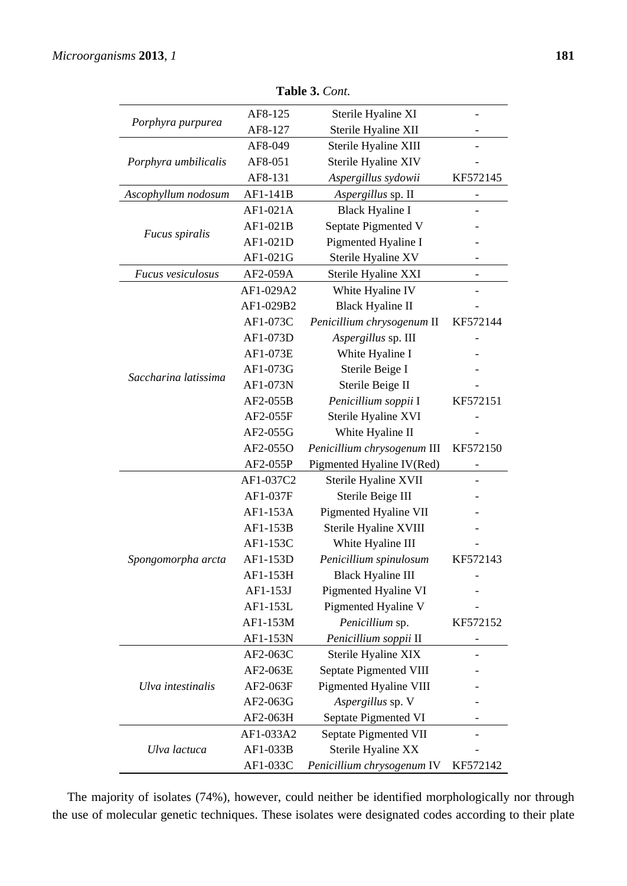**Table 3.** *Cont.*

| | | | |
|---|---|---|---|
| *Porphyra purpurea* | AF8-125 | Sterile Hyaline XI | - |
| | AF8-127 | Sterile Hyaline XII | - |
| *Porphyra umbilicalis* | AF8-049 | Sterile Hyaline XIII | - |
| | AF8-051 | Sterile Hyaline XIV | - |
| | AF8-131 | *Aspergillus sydowii* | KF572145 |
| *Ascophyllum nodosum* | AF1-141B | *Aspergillus* sp. II | - |
| *Fucus spiralis* | AF1-021A | Black Hyaline I | - |
| | AF1-021B | Septate Pigmented V | - |
| | AF1-021D | Pigmented Hyaline I | - |
| | AF1-021G | Sterile Hyaline XV | - |
| *Fucus vesiculosus* | AF2-059A | Sterile Hyaline XXI | - |
| *Saccharina latissima* | AF1-029A2 | White Hyaline IV | - |
| | AF1-029B2 | Black Hyaline II | - |
| | AF1-073C | *Penicillium chrysogenum* II | KF572144 |
| | AF1-073D | *Aspergillus* sp. III | - |
| | AF1-073E | White Hyaline I | - |
| | AF1-073G | Sterile Beige I | - |
| | AF1-073N | Sterile Beige II | - |
| | AF2-055B | *Penicillium soppii* I | KF572151 |
| | AF2-055F | Sterile Hyaline XVI | - |
| | AF2-055G | White Hyaline II | - |
| | AF2-055O | *Penicillium chrysogenum* III | KF572150 |
| | AF2-055P | Pigmented Hyaline IV(Red) | - |
| *Spongomorpha arcta* | AF1-037C2 | Sterile Hyaline XVII | - |
| | AF1-037F | Sterile Beige III | - |
| | AF1-153A | Pigmented Hyaline VII | - |
| | AF1-153B | Sterile Hyaline XVIII | - |
| | AF1-153C | White Hyaline III | - |
| | AF1-153D | *Penicillium spinulosum* | KF572143 |
| | AF1-153H | Black Hyaline III | - |
| | AF1-153J | Pigmented Hyaline VI | - |
| | AF1-153L | Pigmented Hyaline V | - |
| | AF1-153M | *Penicillium* sp. | KF572152 |
| | AF1-153N | *Penicillium soppii* II | - |
| *Ulva intestinalis* | AF2-063C | Sterile Hyaline XIX | - |
| | AF2-063E | Septate Pigmented VIII | - |
| | AF2-063F | Pigmented Hyaline VIII | - |
| | AF2-063G | *Aspergillus* sp. V | - |
| | AF2-063H | Septate Pigmented VI | - |
| *Ulva lactuca* | AF1-033A2 | Septate Pigmented VII | - |
| | AF1-033B | Sterile Hyaline XX | - |
| | AF1-033C | *Penicillium chrysogenum* IV | KF572142 |

The majority of isolates (74%), however, could neither be identified morphologically nor through the use of molecular genetic techniques. These isolates were designated codes according to their plate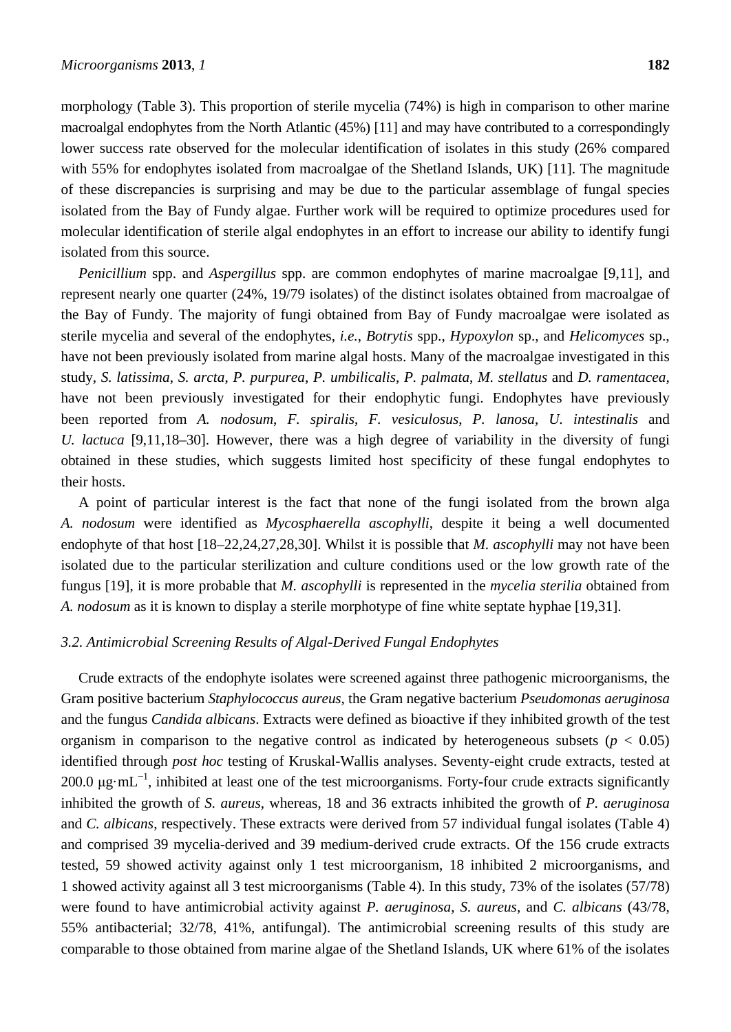morphology (Table 3). This proportion of sterile mycelia (74%) is high in comparison to other marine macroalgal endophytes from the North Atlantic (45%) [11] and may have contributed to a correspondingly lower success rate observed for the molecular identification of isolates in this study (26% compared with 55% for endophytes isolated from macroalgae of the Shetland Islands, UK) [11]. The magnitude of these discrepancies is surprising and may be due to the particular assemblage of fungal species isolated from the Bay of Fundy algae. Further work will be required to optimize procedures used for molecular identification of sterile algal endophytes in an effort to increase our ability to identify fungi isolated from this source.

*Penicillium* spp. and *Aspergillus* spp. are common endophytes of marine macroalgae [9,11], and represent nearly one quarter (24%, 19/79 isolates) of the distinct isolates obtained from macroalgae of the Bay of Fundy. The majority of fungi obtained from Bay of Fundy macroalgae were isolated as sterile mycelia and several of the endophytes, *i.e.*, *Botrytis* spp., *Hypoxylon* sp., and *Helicomyces* sp., have not been previously isolated from marine algal hosts. Many of the macroalgae investigated in this study, *S. latissima*, *S. arcta*, *P. purpurea*, *P. umbilicalis*, *P. palmata*, *M. stellatus* and *D. ramentacea*, have not been previously investigated for their endophytic fungi. Endophytes have previously been reported from *A. nodosum*, *F. spiralis*, *F. vesiculosus*, *P. lanosa*, *U. intestinalis* and *U. lactuca* [9,11,18–30]. However, there was a high degree of variability in the diversity of fungi obtained in these studies, which suggests limited host specificity of these fungal endophytes to their hosts.

A point of particular interest is the fact that none of the fungi isolated from the brown alga *A. nodosum* were identified as *Mycosphaerella ascophylli*, despite it being a well documented endophyte of that host [18–22,24,27,28,30]. Whilst it is possible that *M. ascophylli* may not have been isolated due to the particular sterilization and culture conditions used or the low growth rate of the fungus [19], it is more probable that *M. ascophylli* is represented in the *mycelia sterilia* obtained from *A. nodosum* as it is known to display a sterile morphotype of fine white septate hyphae [19,31].

### 3.2. Antimicrobial Screening Results of Algal-Derived Fungal Endophytes

Crude extracts of the endophyte isolates were screened against three pathogenic microorganisms, the Gram positive bacterium *Staphylococcus aureus*, the Gram negative bacterium *Pseudomonas aeruginosa* and the fungus *Candida albicans*. Extracts were defined as bioactive if they inhibited growth of the test organism in comparison to the negative control as indicated by heterogeneous subsets ($p < 0.05$) identified through *post hoc* testing of Kruskal-Wallis analyses. Seventy-eight crude extracts, tested at 200.0 $\mu g \cdot mL^{-1}$, inhibited at least one of the test microorganisms. Forty-four crude extracts significantly inhibited the growth of *S. aureus*, whereas, 18 and 36 extracts inhibited the growth of *P. aeruginosa* and *C. albicans*, respectively. These extracts were derived from 57 individual fungal isolates (Table 4) and comprised 39 mycelia-derived and 39 medium-derived crude extracts. Of the 156 crude extracts tested, 59 showed activity against only 1 test microorganism, 18 inhibited 2 microorganisms, and 1 showed activity against all 3 test microorganisms (Table 4). In this study, 73% of the isolates (57/78) were found to have antimicrobial activity against *P. aeruginosa*, *S. aureus*, and *C. albicans* (43/78, 55% antibacterial; 32/78, 41%, antifungal). The antimicrobial screening results of this study are comparable to those obtained from marine algae of the Shetland Islands, UK where 61% of the isolates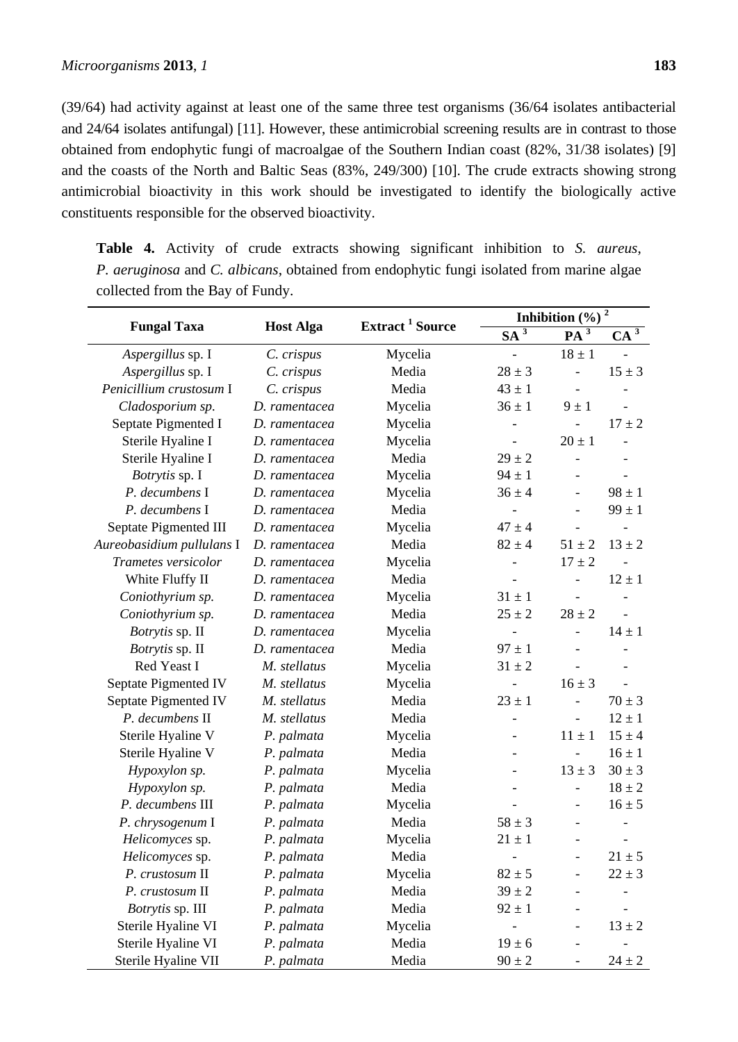(39/64) had activity against at least one of the same three test organisms (36/64 isolates antibacterial and 24/64 isolates antifungal) [11]. However, these antimicrobial screening results are in contrast to those obtained from endophytic fungi of macroalgae of the Southern Indian coast (82%, 31/38 isolates) [9] and the coasts of the North and Baltic Seas (83%, 249/300) [10]. The crude extracts showing strong antimicrobial bioactivity in this work should be investigated to identify the biologically active constituents responsible for the observed bioactivity.

**Table 4.** Activity of crude extracts showing significant inhibition to *S. aureus*, *P. aeruginosa* and *C. albicans*, obtained from endophytic fungi isolated from marine algae collected from the Bay of Fundy.

| Fungal Taxa | Host Alga | Extract [1] Source | Inhibition (%) [2] | | |
|---|---|---|---|---|---|
| | | | SA [3] | PA [3] | CA [3] |
| *Aspergillus* sp. I | *C. crispus* | Mycelia | - | 18 ± 1 | - |
| *Aspergillus* sp. I | *C. crispus* | Media | 28 ± 3 | - | 15 ± 3 |
| *Penicillium crustosum* I | *C. crispus* | Media | 43 ± 1 | - | - |
| *Cladosporium sp.* | *D. ramentacea* | Mycelia | 36 ± 1 | 9 ± 1 | - |
| Septate Pigmented I | *D. ramentacea* | Mycelia | - | - | 17 ± 2 |
| Sterile Hyaline I | *D. ramentacea* | Mycelia | - | 20 ± 1 | - |
| Sterile Hyaline I | *D. ramentacea* | Media | 29 ± 2 | - | - |
| *Botrytis* sp. I | *D. ramentacea* | Mycelia | 94 ± 1 | - | - |
| *P. decumbens* I | *D. ramentacea* | Mycelia | 36 ± 4 | - | 98 ± 1 |
| *P. decumbens* I | *D. ramentacea* | Media | - | - | 99 ± 1 |
| Septate Pigmented III | *D. ramentacea* | Mycelia | 47 ± 4 | - | - |
| *Aureobasidium pullulans* I | *D. ramentacea* | Media | 82 ± 4 | 51 ± 2 | 13 ± 2 |
| *Trametes versicolor* | *D. ramentacea* | Mycelia | - | 17 ± 2 | - |
| White Fluffy II | *D. ramentacea* | Media | - | - | 12 ± 1 |
| *Coniothyrium sp.* | *D. ramentacea* | Mycelia | 31 ± 1 | - | - |
| *Coniothyrium sp.* | *D. ramentacea* | Media | 25 ± 2 | 28 ± 2 | - |
| *Botrytis* sp. II | *D. ramentacea* | Mycelia | - | - | 14 ± 1 |
| *Botrytis* sp. II | *D. ramentacea* | Media | 97 ± 1 | - | - |
| Red Yeast I | *M. stellatus* | Mycelia | 31 ± 2 | - | - |
| Septate Pigmented IV | *M. stellatus* | Mycelia | - | 16 ± 3 | - |
| Septate Pigmented IV | *M. stellatus* | Media | 23 ± 1 | - | 70 ± 3 |
| *P. decumbens* II | *M. stellatus* | Media | - | - | 12 ± 1 |
| Sterile Hyaline V | *P. palmata* | Mycelia | - | 11 ± 1 | 15 ± 4 |
| Sterile Hyaline V | *P. palmata* | Media | - | - | 16 ± 1 |
| *Hypoxylon sp.* | *P. palmata* | Mycelia | - | 13 ± 3 | 30 ± 3 |
| *Hypoxylon sp.* | *P. palmata* | Media | - | - | 18 ± 2 |
| *P. decumbens* III | *P. palmata* | Mycelia | - | - | 16 ± 5 |
| *P. chrysogenum* I | *P. palmata* | Media | 58 ± 3 | - | - |
| *Helicomyces* sp. | *P. palmata* | Mycelia | 21 ± 1 | - | - |
| *Helicomyces* sp. | *P. palmata* | Media | - | - | 21 ± 5 |
| *P. crustosum* II | *P. palmata* | Mycelia | 82 ± 5 | - | 22 ± 3 |
| *P. crustosum* II | *P. palmata* | Media | 39 ± 2 | - | - |
| *Botrytis* sp. III | *P. palmata* | Media | 92 ± 1 | - | - |
| Sterile Hyaline VI | *P. palmata* | Mycelia | - | - | 13 ± 2 |
| Sterile Hyaline VI | *P. palmata* | Media | 19 ± 6 | - | - |
| Sterile Hyaline VII | *P. palmata* | Media | 90 ± 2 | - | 24 ± 2 |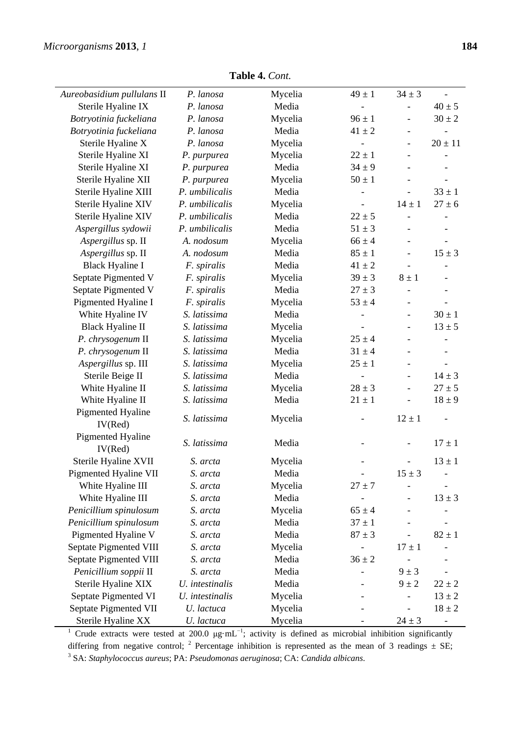**Table 4.** *Cont.*

| | | | | | |
|---|---|---|---|---|---|
| *Aureobasidium pullulans* II | *P. lanosa* | Mycelia | 49 ± 1 | 34 ± 3 | - |
| Sterile Hyaline IX | *P. lanosa* | Media | - | - | 40 ± 5 |
| *Botryotinia fuckeliana* | *P. lanosa* | Mycelia | 96 ± 1 | - | 30 ± 2 |
| *Botryotinia fuckeliana* | *P. lanosa* | Media | 41 ± 2 | - | - |
| Sterile Hyaline X | *P. lanosa* | Mycelia | - | - | 20 ± 11 |
| Sterile Hyaline XI | *P. purpurea* | Mycelia | 22 ± 1 | - | - |
| Sterile Hyaline XI | *P. purpurea* | Media | 34 ± 9 | - | - |
| Sterile Hyaline XII | *P. purpurea* | Mycelia | 50 ± 1 | - | - |
| Sterile Hyaline XIII | *P. umbilicalis* | Media | - | - | 33 ± 1 |
| Sterile Hyaline XIV | *P. umbilicalis* | Mycelia | - | 14 ± 1 | 27 ± 6 |
| Sterile Hyaline XIV | *P. umbilicalis* | Media | 22 ± 5 | - | - |
| *Aspergillus sydowii* | *P. umbilicalis* | Media | 51 ± 3 | - | - |
| *Aspergillus* sp. II | *A. nodosum* | Mycelia | 66 ± 4 | - | - |
| *Aspergillus* sp. II | *A. nodosum* | Media | 85 ± 1 | - | 15 ± 3 |
| Black Hyaline I | *F. spiralis* | Media | 41 ± 2 | - | - |
| Septate Pigmented V | *F. spiralis* | Mycelia | 39 ± 3 | 8 ± 1 | - |
| Septate Pigmented V | *F. spiralis* | Media | 27 ± 3 | - | - |
| Pigmented Hyaline I | *F. spiralis* | Mycelia | 53 ± 4 | - | - |
| White Hyaline IV | *S. latissima* | Media | - | - | 30 ± 1 |
| Black Hyaline II | *S. latissima* | Mycelia | - | - | 13 ± 5 |
| *P. chrysogenum* II | *S. latissima* | Mycelia | 25 ± 4 | - | - |
| *P. chrysogenum* II | *S. latissima* | Media | 31 ± 4 | - | - |
| *Aspergillus* sp. III | *S. latissima* | Mycelia | 25 ± 1 | - | - |
| Sterile Beige II | *S. latissima* | Media | - | - | 14 ± 3 |
| White Hyaline II | *S. latissima* | Mycelia | 28 ± 3 | - | 27 ± 5 |
| White Hyaline II | *S. latissima* | Media | 21 ± 1 | - | 18 ± 9 |
| Pigmented Hyaline IV(Red) | *S. latissima* | Mycelia | - | 12 ± 1 | - |
| Pigmented Hyaline IV(Red) | *S. latissima* | Media | - | - | 17 ± 1 |
| Sterile Hyaline XVII | *S. arcta* | Mycelia | - | - | 13 ± 1 |
| Pigmented Hyaline VII | *S. arcta* | Media | - | 15 ± 3 | - |
| White Hyaline III | *S. arcta* | Mycelia | 27 ± 7 | - | - |
| White Hyaline III | *S. arcta* | Media | - | - | 13 ± 3 |
| *Penicillium spinulosum* | *S. arcta* | Mycelia | 65 ± 4 | - | - |
| *Penicillium spinulosum* | *S. arcta* | Media | 37 ± 1 | - | - |
| Pigmented Hyaline V | *S. arcta* | Media | 87 ± 3 | - | 82 ± 1 |
| Septate Pigmented VIII | *S. arcta* | Mycelia | - | 17 ± 1 | - |
| Septate Pigmented VIII | *S. arcta* | Media | 36 ± 2 | - | - |
| *Penicillium soppii* II | *S. arcta* | Media | - | 9 ± 3 | - |
| Sterile Hyaline XIX | *U. intestinalis* | Media | - | 9 ± 2 | 22 ± 2 |
| Septate Pigmented VI | *U. intestinalis* | Mycelia | - | - | 13 ± 2 |
| Septate Pigmented VII | *U. lactuca* | Mycelia | - | - | 18 ± 2 |
| Sterile Hyaline XX | *U. lactuca* | Mycelia | - | 24 ± 3 | - |

[1] Crude extracts were tested at 200.0 μg·mL$^{-1}$; activity is defined as microbial inhibition significantly differing from negative control; [2] Percentage inhibition is represented as the mean of 3 readings ± SE; [3] SA: *Staphylococcus aureus*; PA: *Pseudomonas aeruginosa*; CA: *Candida albicans*.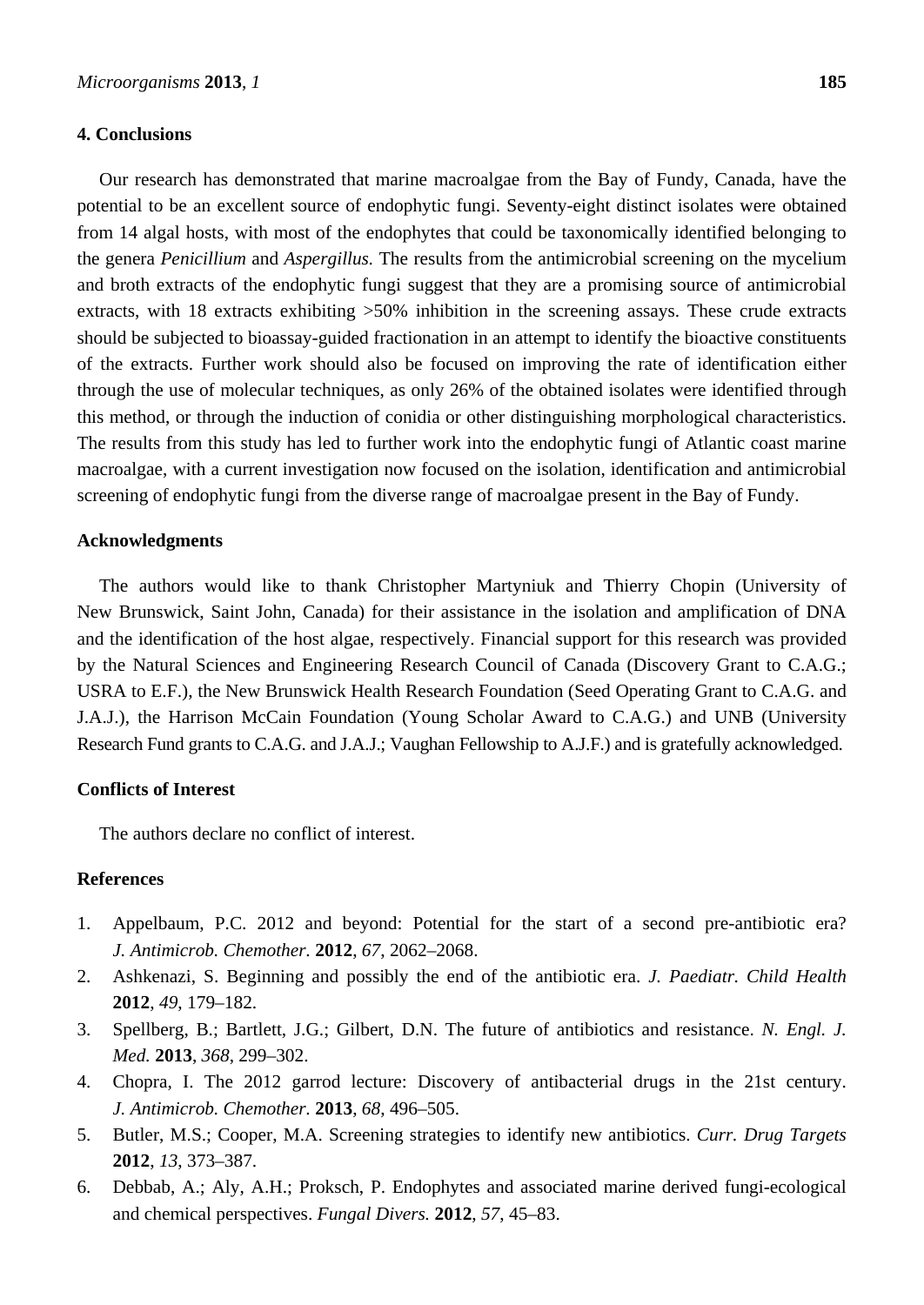## 4. Conclusions

Our research has demonstrated that marine macroalgae from the Bay of Fundy, Canada, have the potential to be an excellent source of endophytic fungi. Seventy-eight distinct isolates were obtained from 14 algal hosts, with most of the endophytes that could be taxonomically identified belonging to the genera *Penicillium* and *Aspergillus.* The results from the antimicrobial screening on the mycelium and broth extracts of the endophytic fungi suggest that they are a promising source of antimicrobial extracts, with 18 extracts exhibiting >50% inhibition in the screening assays. These crude extracts should be subjected to bioassay-guided fractionation in an attempt to identify the bioactive constituents of the extracts. Further work should also be focused on improving the rate of identification either through the use of molecular techniques, as only 26% of the obtained isolates were identified through this method, or through the induction of conidia or other distinguishing morphological characteristics. The results from this study has led to further work into the endophytic fungi of Atlantic coast marine macroalgae, with a current investigation now focused on the isolation, identification and antimicrobial screening of endophytic fungi from the diverse range of macroalgae present in the Bay of Fundy.

## Acknowledgments

The authors would like to thank Christopher Martyniuk and Thierry Chopin (University of New Brunswick, Saint John, Canada) for their assistance in the isolation and amplification of DNA and the identification of the host algae, respectively. Financial support for this research was provided by the Natural Sciences and Engineering Research Council of Canada (Discovery Grant to C.A.G.; USRA to E.F.), the New Brunswick Health Research Foundation (Seed Operating Grant to C.A.G. and J.A.J.), the Harrison McCain Foundation (Young Scholar Award to C.A.G.) and UNB (University Research Fund grants to C.A.G. and J.A.J.; Vaughan Fellowship to A.J.F.) and is gratefully acknowledged.

## Conflicts of Interest

The authors declare no conflict of interest.

## References

1. Appelbaum, P.C. 2012 and beyond: Potential for the start of a second pre-antibiotic era? *J. Antimicrob. Chemother.* **2012**, *67*, 2062–2068.
2. Ashkenazi, S. Beginning and possibly the end of the antibiotic era. *J. Paediatr. Child Health* **2012**, *49*, 179–182.
3. Spellberg, B.; Bartlett, J.G.; Gilbert, D.N. The future of antibiotics and resistance. *N. Engl. J. Med.* **2013**, *368*, 299–302.
4. Chopra, I. The 2012 garrod lecture: Discovery of antibacterial drugs in the 21st century. *J. Antimicrob. Chemother.* **2013**, *68*, 496–505.
5. Butler, M.S.; Cooper, M.A. Screening strategies to identify new antibiotics. *Curr. Drug Targets* **2012**, *13*, 373–387.
6. Debbab, A.; Aly, A.H.; Proksch, P. Endophytes and associated marine derived fungi-ecological and chemical perspectives. *Fungal Divers.* **2012**, *57*, 45–83.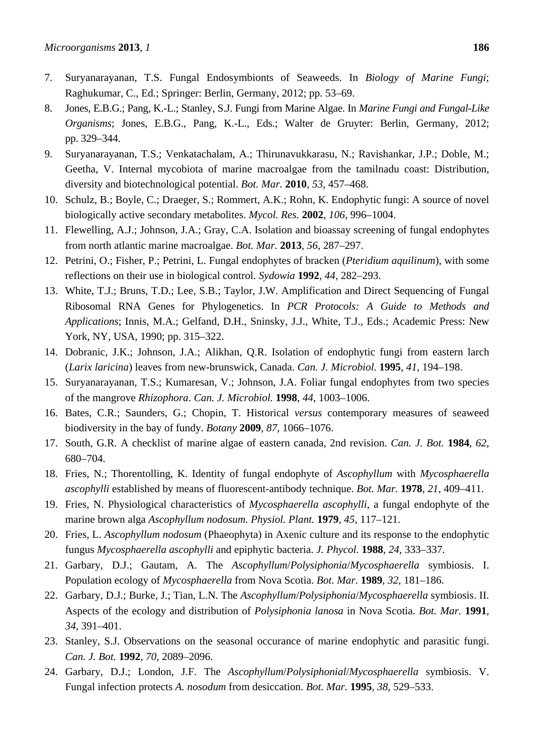7. Suryanarayanan, T.S. Fungal Endosymbionts of Seaweeds. In *Biology of Marine Fungi*; Raghukumar, C., Ed.; Springer: Berlin, Germany, 2012; pp. 53–69.
8. Jones, E.B.G.; Pang, K.-L.; Stanley, S.J. Fungi from Marine Algae. In *Marine Fungi and Fungal-Like Organisms*; Jones, E.B.G., Pang, K.-L., Eds.; Walter de Gruyter: Berlin, Germany, 2012; pp. 329–344.
9. Suryanarayanan, T.S.; Venkatachalam, A.; Thirunavukkarasu, N.; Ravishankar, J.P.; Doble, M.; Geetha, V. Internal mycobiota of marine macroalgae from the tamilnadu coast: Distribution, diversity and biotechnological potential. *Bot. Mar.* **2010**, *53*, 457–468.
10. Schulz, B.; Boyle, C.; Draeger, S.; Rommert, A.K.; Rohn, K. Endophytic fungi: A source of novel biologically active secondary metabolites. *Mycol. Res.* **2002**, *106*, 996–1004.
11. Flewelling, A.J.; Johnson, J.A.; Gray, C.A. Isolation and bioassay screening of fungal endophytes from north atlantic marine macroalgae. *Bot. Mar.* **2013**, *56*, 287–297.
12. Petrini, O.; Fisher, P.; Petrini, L. Fungal endophytes of bracken (*Pteridium aquilinum*), with some reflections on their use in biological control. *Sydowia* **1992**, *44*, 282–293.
13. White, T.J.; Bruns, T.D.; Lee, S.B.; Taylor, J.W. Amplification and Direct Sequencing of Fungal Ribosomal RNA Genes for Phylogenetics. In *PCR Protocols: A Guide to Methods and Applications*; Innis, M.A.; Gelfand, D.H., Sninsky, J.J., White, T.J., Eds.; Academic Press: New York, NY, USA, 1990; pp. 315–322.
14. Dobranic, J.K.; Johnson, J.A.; Alikhan, Q.R. Isolation of endophytic fungi from eastern larch (*Larix laricina*) leaves from new-brunswick, Canada. *Can. J. Microbiol.* **1995**, *41*, 194–198.
15. Suryanarayanan, T.S.; Kumaresan, V.; Johnson, J.A. Foliar fungal endophytes from two species of the mangrove *Rhizophora*. *Can. J. Microbiol.* **1998**, *44*, 1003–1006.
16. Bates, C.R.; Saunders, G.; Chopin, T. Historical *versus* contemporary measures of seaweed biodiversity in the bay of fundy. *Botany* **2009**, *87*, 1066–1076.
17. South, G.R. A checklist of marine algae of eastern canada, 2nd revision. *Can. J. Bot.* **1984**, *62*, 680–704.
18. Fries, N.; Thorentolling, K. Identity of fungal endophyte of *Ascophyllum* with *Mycosphaerella ascophylli* established by means of fluorescent-antibody technique. *Bot. Mar.* **1978**, *21*, 409–411.
19. Fries, N. Physiological characteristics of *Mycosphaerella ascophylli*, a fungal endophyte of the marine brown alga *Ascophyllum nodosum*. *Physiol. Plant.* **1979**, *45*, 117–121.
20. Fries, L. *Ascophyllum nodosum* (Phaeophyta) in Axenic culture and its response to the endophytic fungus *Mycosphaerella ascophylli* and epiphytic bacteria. *J. Phycol.* **1988**, *24*, 333–337.
21. Garbary, D.J.; Gautam, A. The *Ascophyllum*/*Polysiphonia*/*Mycosphaerella* symbiosis. I. Population ecology of *Mycosphaerella* from Nova Scotia. *Bot. Mar.* **1989**, *32*, 181–186.
22. Garbary, D.J.; Burke, J.; Tian, L.N. The *Ascophyllum*/*Polysiphonia*/*Mycosphaerella* symbiosis. II. Aspects of the ecology and distribution of *Polysiphonia lanosa* in Nova Scotia. *Bot. Mar.* **1991**, *34*, 391–401.
23. Stanley, S.J. Observations on the seasonal occurance of marine endophytic and parasitic fungi. *Can. J. Bot.* **1992**, *70*, 2089–2096.
24. Garbary, D.J.; London, J.F. The *Ascophyllum*/*Polysiphonial*/*Mycosphaerella* symbiosis. V. Fungal infection protects *A. nosodum* from desiccation. *Bot. Mar.* **1995**, *38*, 529–533.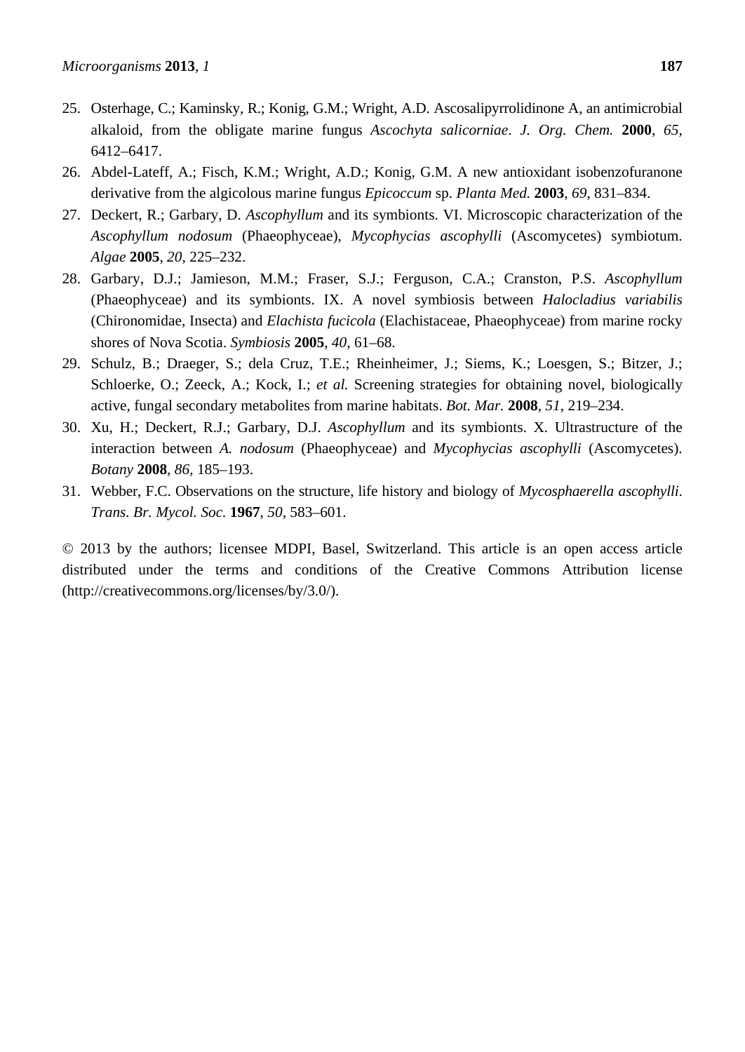25. Osterhage, C.; Kaminsky, R.; Konig, G.M.; Wright, A.D. Ascosalipyrrolidinone A, an antimicrobial alkaloid, from the obligate marine fungus *Ascochyta salicorniae*. *J. Org. Chem.* **2000**, *65*, 6412–6417.
26. Abdel-Lateff, A.; Fisch, K.M.; Wright, A.D.; Konig, G.M. A new antioxidant isobenzofuranone derivative from the algicolous marine fungus *Epicoccum* sp. *Planta Med.* **2003**, *69*, 831–834.
27. Deckert, R.; Garbary, D. *Ascophyllum* and its symbionts. VI. Microscopic characterization of the *Ascophyllum nodosum* (Phaeophyceae), *Mycophycias ascophylli* (Ascomycetes) symbiotum. *Algae* **2005**, *20*, 225–232.
28. Garbary, D.J.; Jamieson, M.M.; Fraser, S.J.; Ferguson, C.A.; Cranston, P.S. *Ascophyllum* (Phaeophyceae) and its symbionts. IX. A novel symbiosis between *Halocladius variabilis* (Chironomidae, Insecta) and *Elachista fucicola* (Elachistaceae, Phaeophyceae) from marine rocky shores of Nova Scotia. *Symbiosis* **2005**, *40*, 61–68.
29. Schulz, B.; Draeger, S.; dela Cruz, T.E.; Rheinheimer, J.; Siems, K.; Loesgen, S.; Bitzer, J.; Schloerke, O.; Zeeck, A.; Kock, I.; *et al.* Screening strategies for obtaining novel, biologically active, fungal secondary metabolites from marine habitats. *Bot. Mar.* **2008**, *51*, 219–234.
30. Xu, H.; Deckert, R.J.; Garbary, D.J. *Ascophyllum* and its symbionts. X. Ultrastructure of the interaction between *A. nodosum* (Phaeophyceae) and *Mycophycias ascophylli* (Ascomycetes). *Botany* **2008**, *86*, 185–193.
31. Webber, F.C. Observations on the structure, life history and biology of *Mycosphaerella ascophylli*. *Trans. Br. Mycol. Soc.* **1967**, *50*, 583–601.

© 2013 by the authors; licensee MDPI, Basel, Switzerland. This article is an open access article distributed under the terms and conditions of the Creative Commons Attribution license (http://creativecommons.org/licenses/by/3.0/).